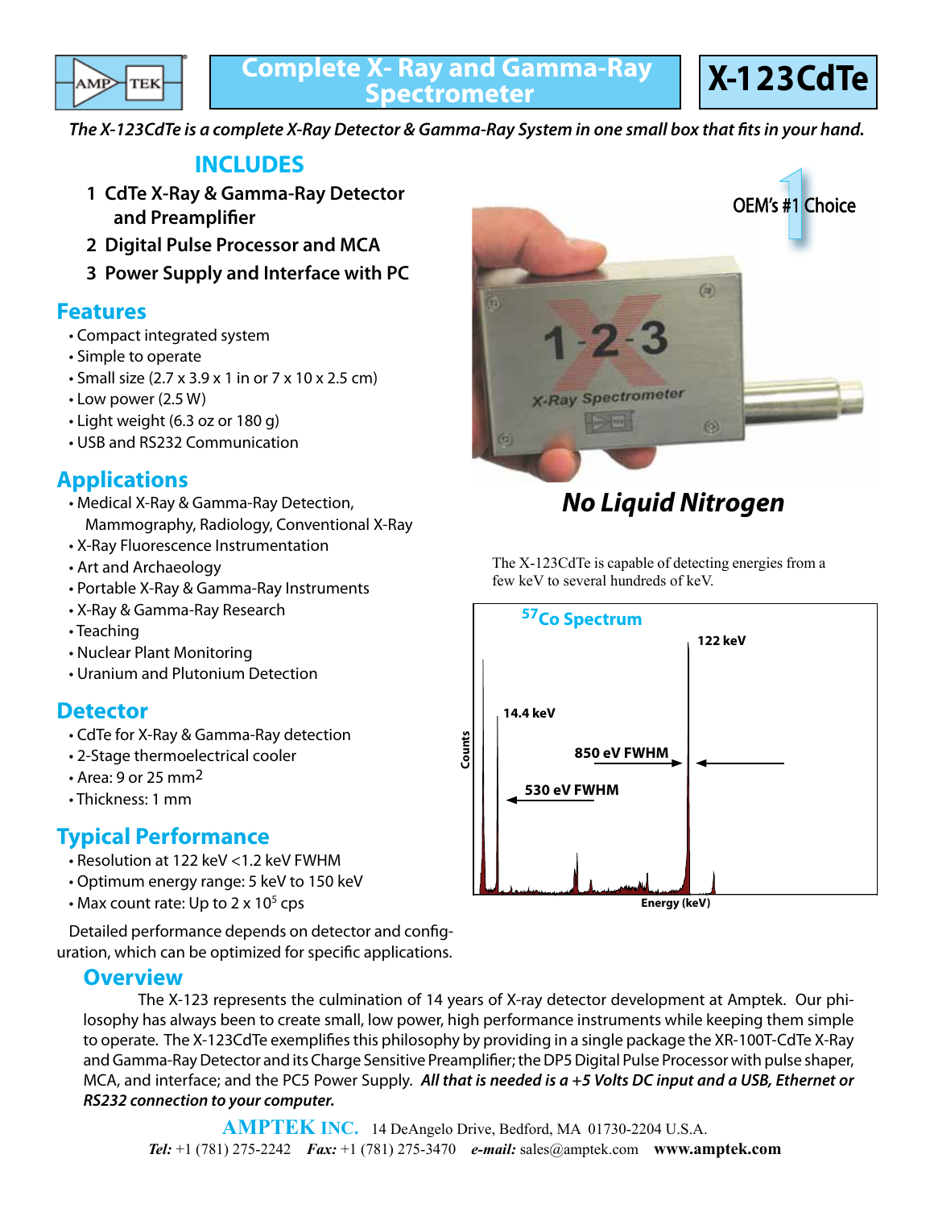# Complete X- Ray and Gamma-Ray Spectrometer

# X-123CdTe

*The X-123CdTe is a complete X-Ray Detector & Gamma-Ray System in one small box that fits in your hand.*

## INCLUDES

1. CdTe X-Ray & Gamma-Ray Detector and Preamplifier
2. Digital Pulse Processor and MCA
3. Power Supply and Interface with PC

## Features

- Compact integrated system
- Simple to operate
- Small size (2.7 x 3.9 x 1 in or 7 x 10 x 2.5 cm)
- Low power (2.5 W)
- Light weight (6.3 oz or 180 g)
- USB and RS232 Communication

## Applications

- Medical X-Ray & Gamma-Ray Detection, Mammography, Radiology, Conventional X-Ray
- X-Ray Fluorescence Instrumentation
- Art and Archaeology
- Portable X-Ray & Gamma-Ray Instruments
- X-Ray & Gamma-Ray Research
- Teaching
- Nuclear Plant Monitoring
- Uranium and Plutonium Detection

## Detector

- CdTe for X-Ray & Gamma-Ray detection
- 2-Stage thermoelectrical cooler
- Area: 9 or 25 mm$^2$
- Thickness: 1 mm

## Typical Performance

- Resolution at 122 keV <1.2 keV FWHM
- Optimum energy range: 5 keV to 150 keV
- Max count rate: Up to 2 x $10^5$ cps

Detailed performance depends on detector and configuration, which can be optimized for specific applications.

OEM's #1 Choice

***No Liquid Nitrogen***

The X-123CdTe is capable of detecting energies from a few keV to several hundreds of keV.

$^{57}$Co Spectrum

122 keV

14.4 keV

850 eV FWHM

530 eV FWHM

Counts

Energy (keV)

## Overview

The X-123 represents the culmination of 14 years of X-ray detector development at Amptek. Our philosophy has always been to create small, low power, high performance instruments while keeping them simple to operate. The X-123CdTe exemplifies this philosophy by providing in a single package the XR-100T-CdTe X-Ray and Gamma-Ray Detector and its Charge Sensitive Preamplifier; the DP5 Digital Pulse Processor with pulse shaper, MCA, and interface; and the PC5 Power Supply. ***All that is needed is a +5 Volts DC input and a USB, Ethernet or RS232 connection to your computer.***

**AMPTEK INC.** 14 DeAngelo Drive, Bedford, MA 01730-2204 U.S.A.
***Tel:*** +1 (781) 275-2242 ***Fax:*** +1 (781) 275-3470 ***e-mail:*** sales@amptek.com **www.amptek.com**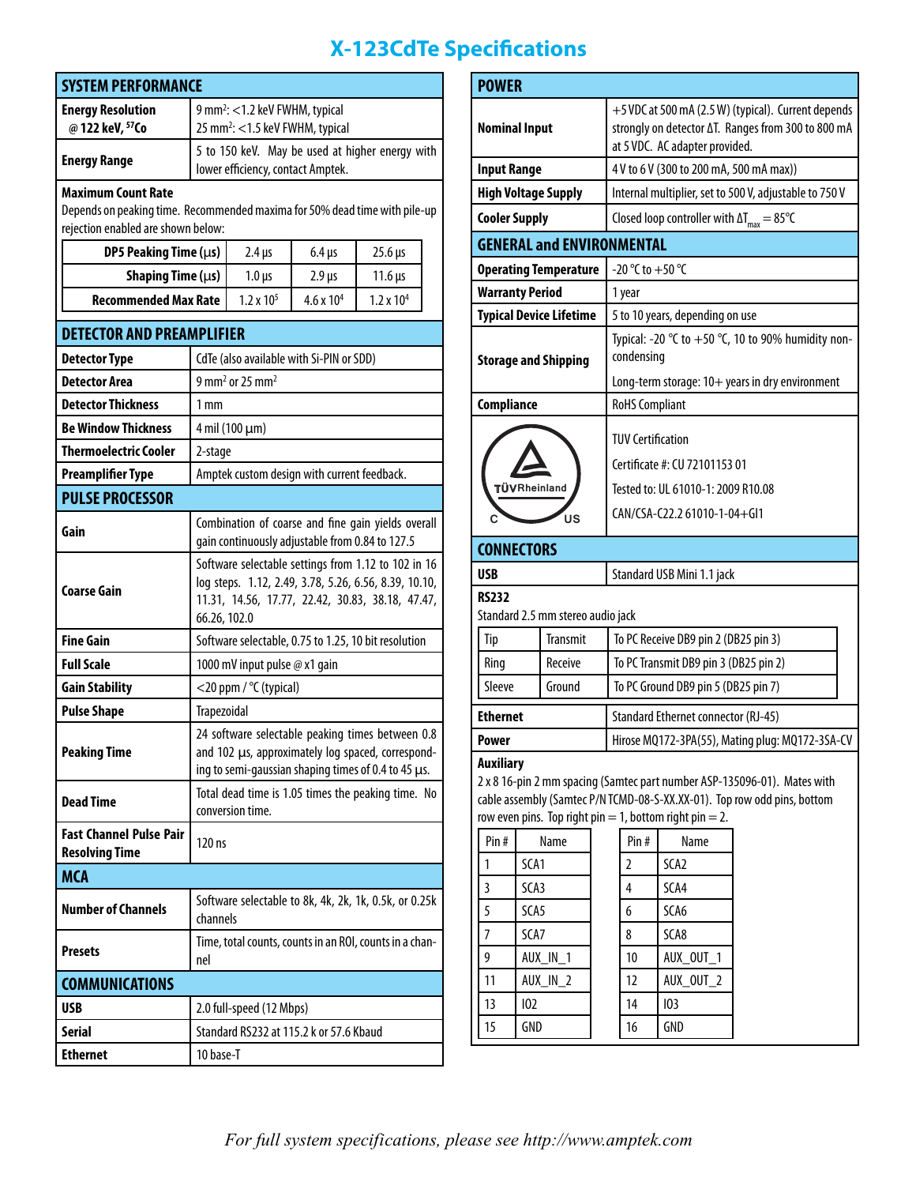# X-123CdTe Specifications

## SYSTEM PERFORMANCE

| | |
|---|---|
| **Energy Resolution @ 122 keV, $^{57}$Co** | 9 mm$^2$: <1.2 keV FWHM, typical<br>25 mm$^2$: <1.5 keV FWHM, typical |
| **Energy Range** | 5 to 150 keV. May be used at higher energy with lower efficiency, contact Amptek. |

**Maximum Count Rate**
Depends on peaking time. Recommended maxima for 50% dead time with pile-up rejection enabled are shown below:

| **DP5 Peaking Time (µs)** | 2.4 µs | 6.4 µs | 25.6 µs |
|---|---|---|---|
| **Shaping Time (µs)** | 1.0 µs | 2.9 µs | 11.6 µs |
| **Recommended Max Rate** | 1.2 x 10$^5$ | 4.6 x 10$^4$ | 1.2 x 10$^4$ |

## DETECTOR AND PREAMPLIFIER

| | |
|---|---|
| **Detector Type** | CdTe (also available with Si-PIN or SDD) |
| **Detector Area** | 9 mm$^2$ or 25 mm$^2$ |
| **Detector Thickness** | 1 mm |
| **Be Window Thickness** | 4 mil (100 µm) |
| **Thermoelectric Cooler** | 2-stage |
| **Preamplifier Type** | Amptek custom design with current feedback. |

## PULSE PROCESSOR

| | |
|---|---|
| **Gain** | Combination of coarse and fine gain yields overall gain continuously adjustable from 0.84 to 127.5 |
| **Coarse Gain** | Software selectable settings from 1.12 to 102 in 16 log steps. 1.12, 2.49, 3.78, 5.26, 6.56, 8.39, 10.10, 11.31, 14.56, 17.77, 22.42, 30.83, 38.18, 47.47, 66.26, 102.0 |
| **Fine Gain** | Software selectable, 0.75 to 1.25, 10 bit resolution |
| **Full Scale** | 1000 mV input pulse @ x1 gain |
| **Gain Stability** | <20 ppm / °C (typical) |
| **Pulse Shape** | Trapezoidal |
| **Peaking Time** | 24 software selectable peaking times between 0.8 and 102 µs, approximately log spaced, corresponding to semi-gaussian shaping times of 0.4 to 45 µs. |
| **Dead Time** | Total dead time is 1.05 times the peaking time. No conversion time. |
| **Fast Channel Pulse Pair Resolving Time** | 120 ns |

## MCA

| | |
|---|---|
| **Number of Channels** | Software selectable to 8k, 4k, 2k, 1k, 0.5k, or 0.25k channels |
| **Presets** | Time, total counts, counts in an ROI, counts in a channel |

## COMMUNICATIONS

| | |
|---|---|
| **USB** | 2.0 full-speed (12 Mbps) |
| **Serial** | Standard RS232 at 115.2 k or 57.6 Kbaud |
| **Ethernet** | 10 base-T |

## POWER

| | |
|---|---|
| **Nominal Input** | +5 VDC at 500 mA (2.5 W) (typical). Current depends strongly on detector ΔT. Ranges from 300 to 800 mA at 5 VDC. AC adapter provided. |
| **Input Range** | 4 V to 6 V (300 to 200 mA, 500 mA max)) |
| **High Voltage Supply** | Internal multiplier, set to 500 V, adjustable to 750 V |
| **Cooler Supply** | Closed loop controller with $\Delta T_{max}$ = 85°C |

## GENERAL and ENVIRONMENTAL

| | |
|---|---|
| **Operating Temperature** | -20 °C to +50 °C |
| **Warranty Period** | 1 year |
| **Typical Device Lifetime** | 5 to 10 years, depending on use |
| **Storage and Shipping** | Typical: -20 °C to +50 °C, 10 to 90% humidity non-condensing<br>Long-term storage: 10+ years in dry environment |
| **Compliance** | RoHS Compliant |
| TÜVRheinland C US | TUV Certification<br>Certificate #: CU 72101153 01<br>Tested to: UL 61010-1: 2009 R10.08<br>CAN/CSA-C22.2 61010-1-04+GI1 |

## CONNECTORS

| | |
|---|---|
| **USB** | Standard USB Mini 1.1 jack |

**RS232**
Standard 2.5 mm stereo audio jack

| | | |
|---|---|---|
| Tip | Transmit | To PC Receive DB9 pin 2 (DB25 pin 3) |
| Ring | Receive | To PC Transmit DB9 pin 3 (DB25 pin 2) |
| Sleeve | Ground | To PC Ground DB9 pin 5 (DB25 pin 7) |

| | |
|---|---|
| **Ethernet** | Standard Ethernet connector (RJ-45) |
| **Power** | Hirose MQ172-3PA(55), Mating plug: MQ172-3SA-CV |

**Auxiliary**
2 x 8 16-pin 2 mm spacing (Samtec part number ASP-135096-01). Mates with cable assembly (Samtec P/N TCMD-08-S-XX.XX-01). Top row odd pins, bottom row even pins. Top right pin = 1, bottom right pin = 2.

| Pin # | Name | Pin # | Name |
|---|---|---|---|
| 1 | SCA1 | 2 | SCA2 |
| 3 | SCA3 | 4 | SCA4 |
| 5 | SCA5 | 6 | SCA6 |
| 7 | SCA7 | 8 | SCA8 |
| 9 | AUX_IN_1 | 10 | AUX_OUT_1 |
| 11 | AUX_IN_2 | 12 | AUX_OUT_2 |
| 13 | IO2 | 14 | IO3 |
| 15 | GND | 16 | GND |

*For full system specifications, please see http://www.amptek.com*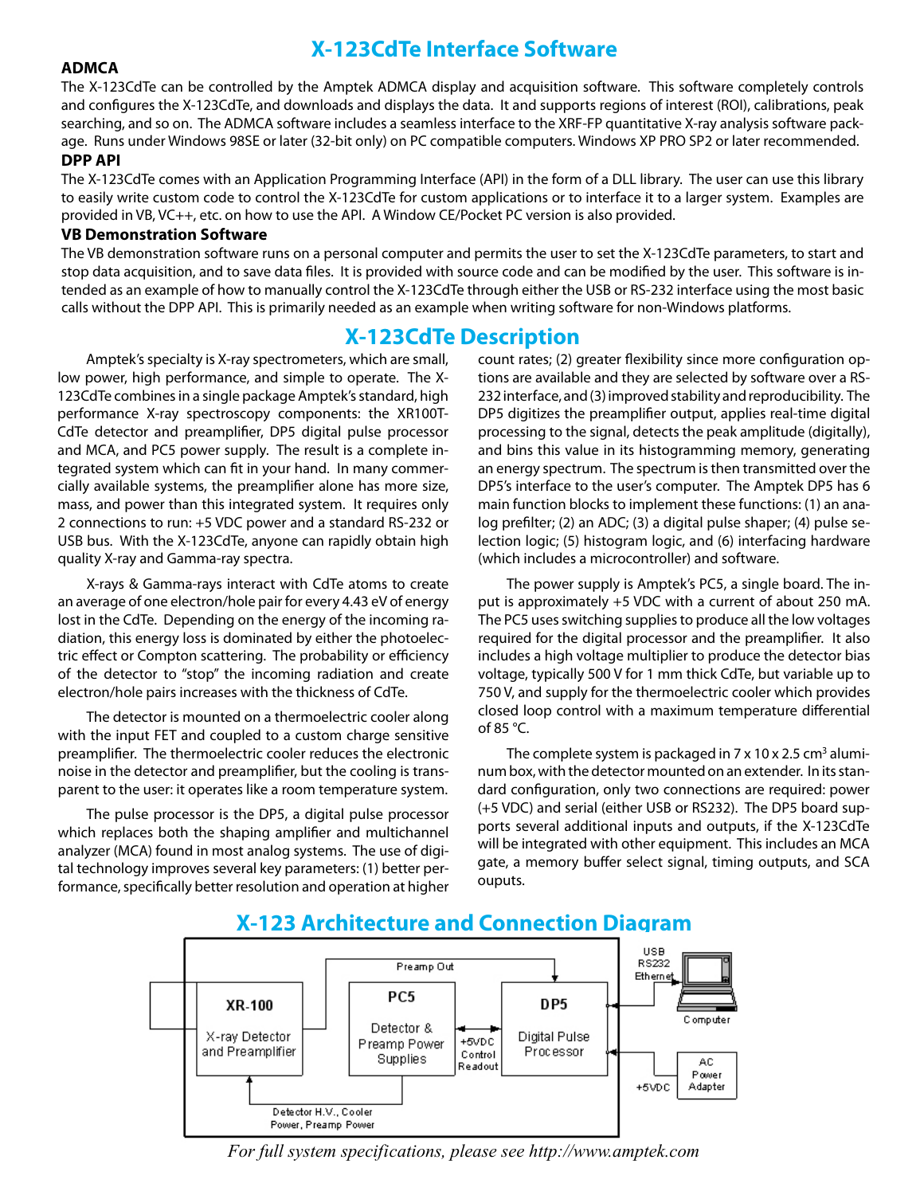# X-123CdTe Interface Software

### ADMCA

The X-123CdTe can be controlled by the Amptek ADMCA display and acquisition software. This software completely controls and configures the X-123CdTe, and downloads and displays the data. It and supports regions of interest (ROI), calibrations, peak searching, and so on. The ADMCA software includes a seamless interface to the XRF-FP quantitative X-ray analysis software package. Runs under Windows 98SE or later (32-bit only) on PC compatible computers. Windows XP PRO SP2 or later recommended.

### DPP API

The X-123CdTe comes with an Application Programming Interface (API) in the form of a DLL library. The user can use this library to easily write custom code to control the X-123CdTe for custom applications or to interface it to a larger system. Examples are provided in VB, VC++, etc. on how to use the API. A Window CE/Pocket PC version is also provided.

### VB Demonstration Software

The VB demonstration software runs on a personal computer and permits the user to set the X-123CdTe parameters, to start and stop data acquisition, and to save data files. It is provided with source code and can be modified by the user. This software is intended as an example of how to manually control the X-123CdTe through either the USB or RS-232 interface using the most basic calls without the DPP API. This is primarily needed as an example when writing software for non-Windows platforms.

# X-123CdTe Description

Amptek's specialty is X-ray spectrometers, which are small, low power, high performance, and simple to operate. The X-123CdTe combines in a single package Amptek's standard, high performance X-ray spectroscopy components: the XR100T-CdTe detector and preamplifier, DP5 digital pulse processor and MCA, and PC5 power supply. The result is a complete integrated system which can fit in your hand. In many commercially available systems, the preamplifier alone has more size, mass, and power than this integrated system. It requires only 2 connections to run: +5 VDC power and a standard RS-232 or USB bus. With the X-123CdTe, anyone can rapidly obtain high quality X-ray and Gamma-ray spectra.

X-rays & Gamma-rays interact with CdTe atoms to create an average of one electron/hole pair for every 4.43 eV of energy lost in the CdTe. Depending on the energy of the incoming radiation, this energy loss is dominated by either the photoelectric effect or Compton scattering. The probability or efficiency of the detector to "stop" the incoming radiation and create electron/hole pairs increases with the thickness of CdTe.

The detector is mounted on a thermoelectric cooler along with the input FET and coupled to a custom charge sensitive preamplifier. The thermoelectric cooler reduces the electronic noise in the detector and preamplifier, but the cooling is transparent to the user: it operates like a room temperature system.

The pulse processor is the DP5, a digital pulse processor which replaces both the shaping amplifier and multichannel analyzer (MCA) found in most analog systems. The use of digital technology improves several key parameters: (1) better performance, specifically better resolution and operation at higher count rates; (2) greater flexibility since more configuration options are available and they are selected by software over a RS-232 interface, and (3) improved stability and reproducibility. The DP5 digitizes the preamplifier output, applies real-time digital processing to the signal, detects the peak amplitude (digitally), and bins this value in its histogramming memory, generating an energy spectrum. The spectrum is then transmitted over the DP5's interface to the user's computer. The Amptek DP5 has 6 main function blocks to implement these functions: (1) an analog prefilter; (2) an ADC; (3) a digital pulse shaper; (4) pulse selection logic; (5) histogram logic, and (6) interfacing hardware (which includes a microcontroller) and software.

The power supply is Amptek's PC5, a single board. The input is approximately +5 VDC with a current of about 250 mA. The PC5 uses switching supplies to produce all the low voltages required for the digital processor and the preamplifier. It also includes a high voltage multiplier to produce the detector bias voltage, typically 500 V for 1 mm thick CdTe, but variable up to 750 V, and supply for the thermoelectric cooler which provides closed loop control with a maximum temperature differential of 85 °C.

The complete system is packaged in 7 x 10 x 2.5 $cm^3$ aluminum box, with the detector mounted on an extender. In its standard configuration, only two connections are required: power (+5 VDC) and serial (either USB or RS232). The DP5 board supports several additional inputs and outputs, if the X-123CdTe will be integrated with other equipment. This includes an MCA gate, a memory buffer select signal, timing outputs, and SCA ouputs.

# X-123 Architecture and Connection Diagram

XR-100 — X-ray Detector and Preamplifier
PC5 — Detector & Preamp Power Supplies
DP5 — Digital Pulse Processor
Preamp Out
+5VDC Control Readout
Detector H.V., Cooler Power, Preamp Power
USB RS232 Ethernet — Computer
+5VDC — AC Power Adapter

*For full system specifications, please see http://www.amptek.com*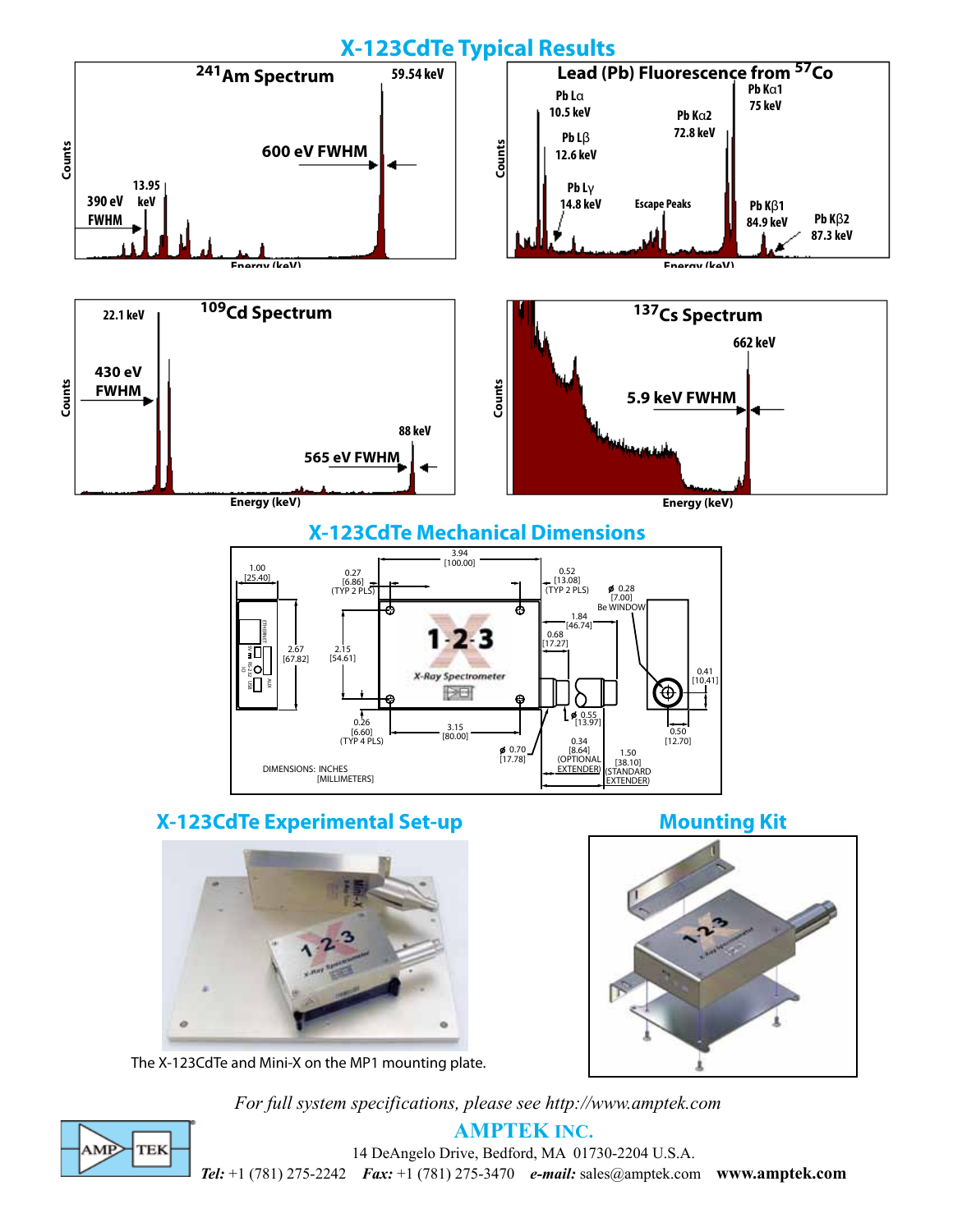## X-123CdTe Typical Results

**$^{241}$Am Spectrum**

59.54 keV

600 eV FWHM

13.95 keV

390 eV FWHM

Counts

Energy (keV)

**Lead (Pb) Fluorescence from $^{57}$Co**

Pb Lα 10.5 keV

Pb Lβ 12.6 keV

Pb Lγ 14.8 keV

Escape Peaks

Pb Kα2 72.8 keV

Pb Kα1 75 keV

Pb Kβ1 84.9 keV

Pb Kβ2 87.3 keV

Counts

Energy (keV)

**$^{109}$Cd Spectrum**

22.1 keV

430 eV FWHM

88 keV

565 eV FWHM

Counts

Energy (keV)

**$^{137}$Cs Spectrum**

662 keV

5.9 keV FWHM

Counts

Energy (keV)

## X-123CdTe Mechanical Dimensions

1.00 [25.40]

2.67 [67.82]

0.27 [6.86] (TYP 2 PLS)

3.94 [100.00]

0.52 [13.08] (TYP 2 PLS)

ø 0.28 [7.00] Be WINDOW

2.15 [54.61]

1.84 [46.74]

0.68 [17.27]

0.41 [10.41]

0.26 [6.60] (TYP 4 PLS)

3.15 [80.00]

ø 0.55 [13.97]

0.50 [12.70]

ø 0.70 [17.78]

0.34 [8.64] (OPTIONAL EXTENDER)

1.50 [38.10] (STANDARD EXTENDER)

DIMENSIONS: INCHES [MILLIMETERS]

## X-123CdTe Experimental Set-up

The X-123CdTe and Mini-X on the MP1 mounting plate.

## Mounting Kit

*For full system specifications, please see http://www.amptek.com*

**AMPTEK INC.**

14 DeAngelo Drive, Bedford, MA 01730-2204 U.S.A.

***Tel:*** +1 (781) 275-2242 ***Fax:*** +1 (781) 275-3470 ***e-mail:*** sales@amptek.com **www.amptek.com**